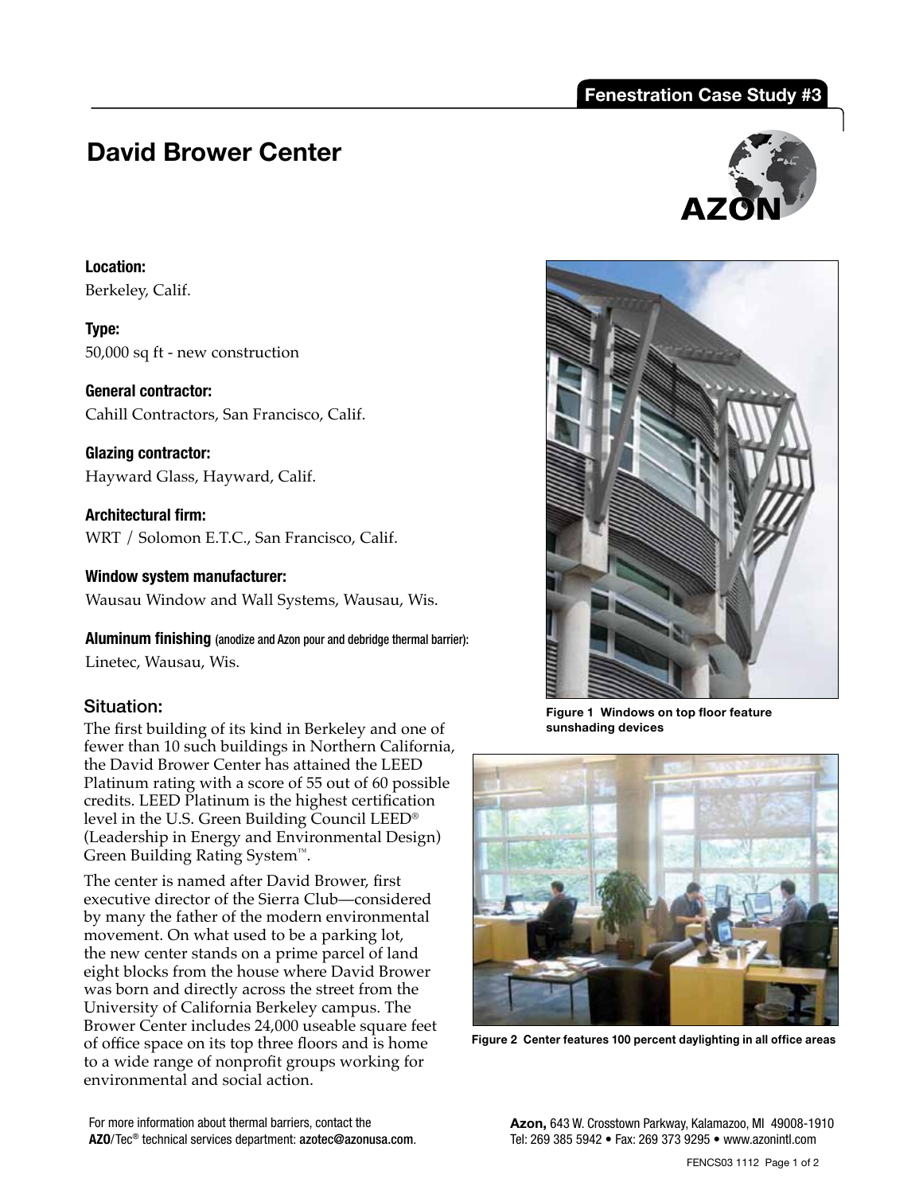Fenestration Case Study #3

# David Brower Center

**Location:**
Berkeley, Calif.

**Type:**
50,000 sq ft - new construction

**General contractor:**
Cahill Contractors, San Francisco, Calif.

**Glazing contractor:**
Hayward Glass, Hayward, Calif.

**Architectural firm:**
WRT / Solomon E.T.C., San Francisco, Calif.

**Window system manufacturer:**
Wausau Window and Wall Systems, Wausau, Wis.

**Aluminum finishing** (anodize and Azon pour and debridge thermal barrier):
Linetec, Wausau, Wis.

## Situation:

The first building of its kind in Berkeley and one of fewer than 10 such buildings in Northern California, the David Brower Center has attained the LEED Platinum rating with a score of 55 out of 60 possible credits. LEED Platinum is the highest certification level in the U.S. Green Building Council LEED® (Leadership in Energy and Environmental Design) Green Building Rating System™.

The center is named after David Brower, first executive director of the Sierra Club—considered by many the father of the modern environmental movement. On what used to be a parking lot, the new center stands on a prime parcel of land eight blocks from the house where David Brower was born and directly across the street from the University of California Berkeley campus. The Brower Center includes 24,000 useable square feet of office space on its top three floors and is home to a wide range of nonprofit groups working for environmental and social action.

**Figure 1** Windows on top floor feature sunshading devices

**Figure 2** Center features 100 percent daylighting in all office areas

For more information about thermal barriers, contact the **AZO**/Tec® technical services department: azotec@azonusa.com.

**Azon,** 643 W. Crosstown Parkway, Kalamazoo, MI 49008-1910
Tel: 269 385 5942 • Fax: 269 373 9295 • www.azonintl.com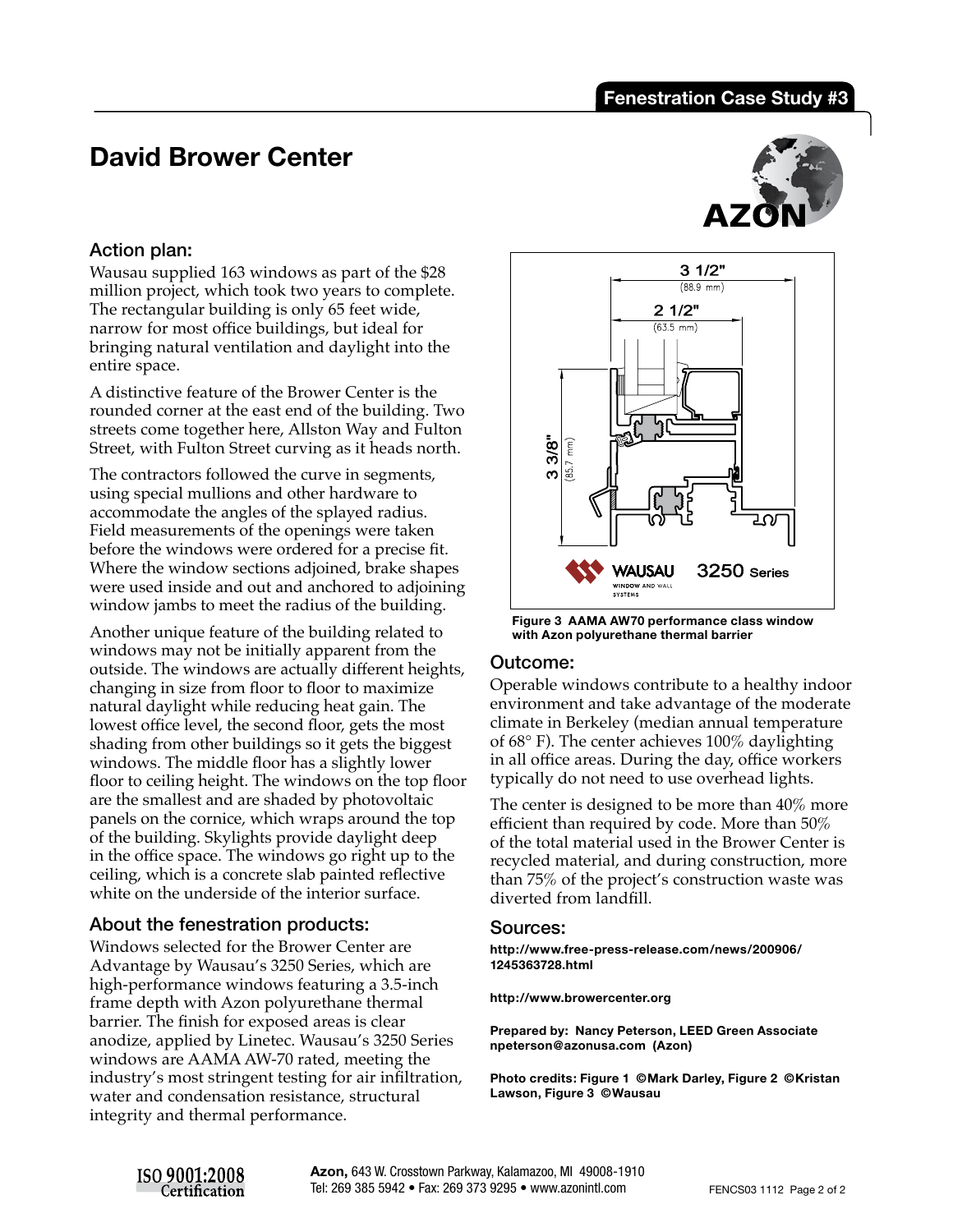# David Brower Center

## Action plan:

Wausau supplied 163 windows as part of the $28 million project, which took two years to complete. The rectangular building is only 65 feet wide, narrow for most office buildings, but ideal for bringing natural ventilation and daylight into the entire space.

A distinctive feature of the Brower Center is the rounded corner at the east end of the building. Two streets come together here, Allston Way and Fulton Street, with Fulton Street curving as it heads north.

The contractors followed the curve in segments, using special mullions and other hardware to accommodate the angles of the splayed radius. Field measurements of the openings were taken before the windows were ordered for a precise fit. Where the window sections adjoined, brake shapes were used inside and out and anchored to adjoining window jambs to meet the radius of the building.

Another unique feature of the building related to windows may not be initially apparent from the outside. The windows are actually different heights, changing in size from floor to floor to maximize natural daylight while reducing heat gain. The lowest office level, the second floor, gets the most shading from other buildings so it gets the biggest windows. The middle floor has a slightly lower floor to ceiling height. The windows on the top floor are the smallest and are shaded by photovoltaic panels on the cornice, which wraps around the top of the building. Skylights provide daylight deep in the office space. The windows go right up to the ceiling, which is a concrete slab painted reflective white on the underside of the interior surface.

## About the fenestration products:

Windows selected for the Brower Center are Advantage by Wausau's 3250 Series, which are high-performance windows featuring a 3.5-inch frame depth with Azon polyurethane thermal barrier. The finish for exposed areas is clear anodize, applied by Linetec. Wausau's 3250 Series windows are AAMA AW-70 rated, meeting the industry's most stringent testing for air infiltration, water and condensation resistance, structural integrity and thermal performance.

3 1/2" (88.9 mm)
2 1/2" (63.5 mm)
3 3/8" (85.7 mm)
WAUSAU WINDOW AND WALL SYSTEMS 3250 Series

**Figure 3 AAMA AW70 performance class window with Azon polyurethane thermal barrier**

## Outcome:

Operable windows contribute to a healthy indoor environment and take advantage of the moderate climate in Berkeley (median annual temperature of 68° F). The center achieves 100% daylighting in all office areas. During the day, office workers typically do not need to use overhead lights.

The center is designed to be more than 40% more efficient than required by code. More than 50% of the total material used in the Brower Center is recycled material, and during construction, more than 75% of the project's construction waste was diverted from landfill.

## Sources:

**http://www.free-press-release.com/news/200906/1245363728.html**

**http://www.browercenter.org**

**Prepared by: Nancy Peterson, LEED Green Associate npeterson@azonusa.com (Azon)**

**Photo credits: Figure 1 ©Mark Darley, Figure 2 ©Kristan Lawson, Figure 3 ©Wausau**

ISO 9001:2008 Certification

**Azon,** 643 W. Crosstown Parkway, Kalamazoo, MI 49008-1910
Tel: 269 385 5942 • Fax: 269 373 9295 • www.azonintl.com